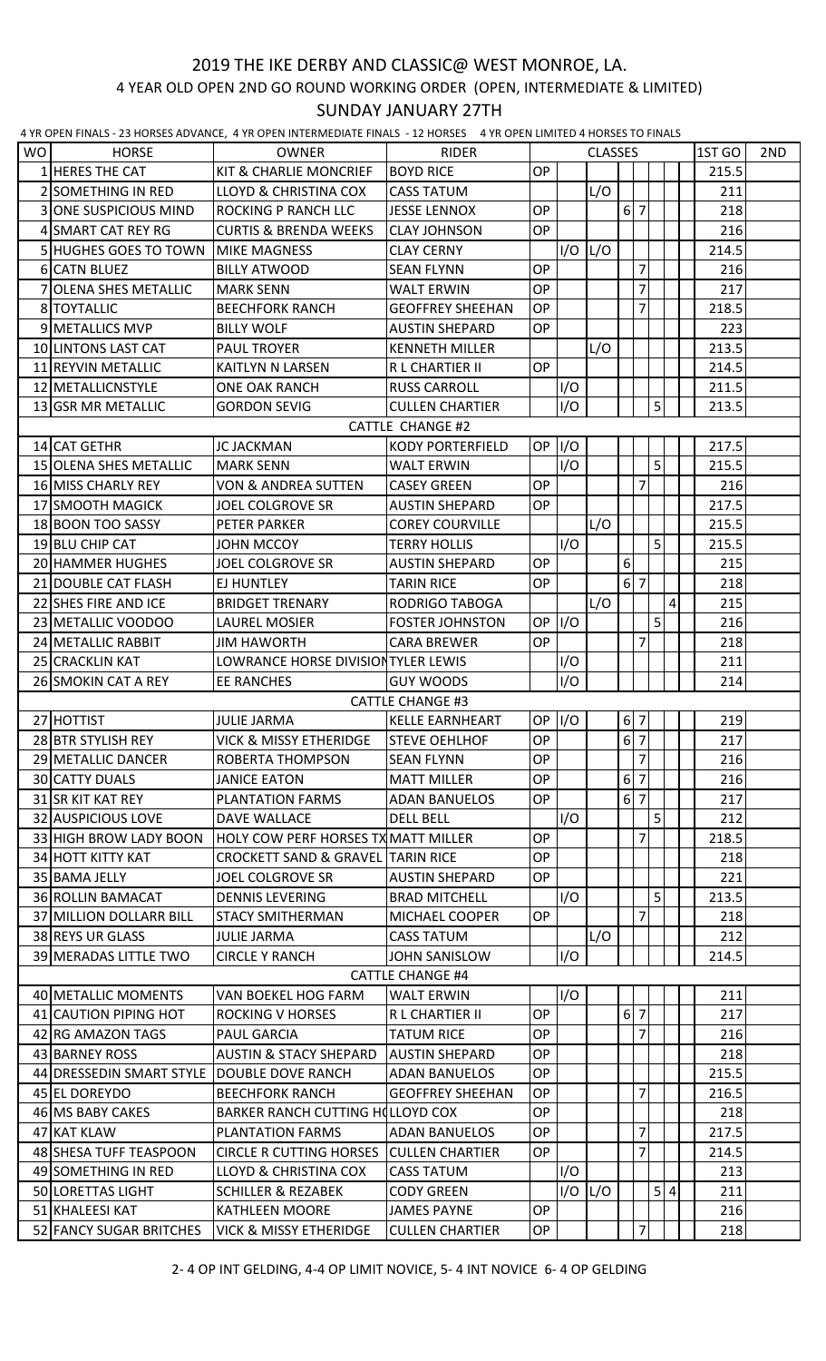# 2019 THE IKE DERBY AND CLASSIC@ WEST MONROE, LA.

## 4 YEAR OLD OPEN 2ND GO ROUND WORKING ORDER (OPEN, INTERMEDIATE & LIMITED)

## SUNDAY JANUARY 27TH

4 YR OPEN FINALS - 23 HORSES ADVANCE, 4 YR OPEN INTERMEDIATE FINALS - 12 HORSES 4 YR OPEN LIMITED 4 HORSES TO FINALS

| WO | HORSE | OWNER | RIDER | CLASSES | | | | | | | 1ST GO | 2ND |
|---|---|---|---|---|---|---|---|---|---|---|---|---|
| 1 | HERES THE CAT | KIT & CHARLIE MONCRIEF | BOYD RICE | OP | | | | | | | 215.5 | |
| 2 | SOMETHING IN RED | LLOYD & CHRISTINA COX | CASS TATUM | | | L/O | | | | | 211 | |
| 3 | ONE SUSPICIOUS MIND | ROCKING P RANCH LLC | JESSE LENNOX | OP | | | 6 | 7 | | | 218 | |
| 4 | SMART CAT REY RG | CURTIS & BRENDA WEEKS | CLAY JOHNSON | OP | | | | | | | 216 | |
| 5 | HUGHES GOES TO TOWN | MIKE MAGNESS | CLAY CERNY | | I/O | L/O | | | | | 214.5 | |
| 6 | CATN BLUEZ | BILLY ATWOOD | SEAN FLYNN | OP | | | | 7 | | | 216 | |
| 7 | OLENA SHES METALLIC | MARK SENN | WALT ERWIN | OP | | | | 7 | | | 217 | |
| 8 | TOYTALLIC | BEECHFORK RANCH | GEOFFREY SHEEHAN | OP | | | | 7 | | | 218.5 | |
| 9 | METALLICS MVP | BILLY WOLF | AUSTIN SHEPARD | OP | | | | | | | 223 | |
| 10 | LINTONS LAST CAT | PAUL TROYER | KENNETH MILLER | | | L/O | | | | | 213.5 | |
| 11 | REYVIN METALLIC | KAITLYN N LARSEN | R L CHARTIER II | OP | | | | | | | 214.5 | |
| 12 | METALLICNSTYLE | ONE OAK RANCH | RUSS CARROLL | | I/O | | | | | | 211.5 | |
| 13 | GSR MR METALLIC | GORDON SEVIG | CULLEN CHARTIER | | I/O | | | | 5 | | 213.5 | |
| | | | CATTLE CHANGE #2 | | | | | | | | | |
| 14 | CAT GETHR | JC JACKMAN | KODY PORTERFIELD | OP | I/O | | | | | | 217.5 | |
| 15 | OLENA SHES METALLIC | MARK SENN | WALT ERWIN | | I/O | | | | 5 | | 215.5 | |
| 16 | MISS CHARLY REY | VON & ANDREA SUTTEN | CASEY GREEN | OP | | | | 7 | | | 216 | |
| 17 | SMOOTH MAGICK | JOEL COLGROVE SR | AUSTIN SHEPARD | OP | | | | | | | 217.5 | |
| 18 | BOON TOO SASSY | PETER PARKER | COREY COURVILLE | | | L/O | | | | | 215.5 | |
| 19 | BLU CHIP CAT | JOHN MCCOY | TERRY HOLLIS | | I/O | | | | 5 | | 215.5 | |
| 20 | HAMMER HUGHES | JOEL COLGROVE SR | AUSTIN SHEPARD | OP | | | 6 | | | | 215 | |
| 21 | DOUBLE CAT FLASH | EJ HUNTLEY | TARIN RICE | OP | | | 6 | 7 | | | 218 | |
| 22 | SHES FIRE AND ICE | BRIDGET TRENARY | RODRIGO TABOGA | | | L/O | | | | 4 | 215 | |
| 23 | METALLIC VOODOO | LAUREL MOSIER | FOSTER JOHNSTON | OP | I/O | | | | 5 | | 216 | |
| 24 | METALLIC RABBIT | JIM HAWORTH | CARA BREWER | OP | | | | 7 | | | 218 | |
| 25 | CRACKLIN KAT | LOWRANCE HORSE DIVISION | TYLER LEWIS | | I/O | | | | | | 211 | |
| 26 | SMOKIN CAT A REY | EE RANCHES | GUY WOODS | | I/O | | | | | | 214 | |
| | | | CATTLE CHANGE #3 | | | | | | | | | |
| 27 | HOTTIST | JULIE JARMA | KELLE EARNHEART | OP | I/O | | 6 | 7 | | | 219 | |
| 28 | BTR STYLISH REY | VICK & MISSY ETHERIDGE | STEVE OEHLHOF | OP | | | 6 | 7 | | | 217 | |
| 29 | METALLIC DANCER | ROBERTA THOMPSON | SEAN FLYNN | OP | | | | 7 | | | 216 | |
| 30 | CATTY DUALS | JANICE EATON | MATT MILLER | OP | | | 6 | 7 | | | 216 | |
| 31 | SR KIT KAT REY | PLANTATION FARMS | ADAN BANUELOS | OP | | | 6 | 7 | | | 217 | |
| 32 | AUSPICIOUS LOVE | DAVE WALLACE | DELL BELL | | I/O | | | | 5 | | 212 | |
| 33 | HIGH BROW LADY BOON | HOLY COW PERF HORSES TX | MATT MILLER | OP | | | | 7 | | | 218.5 | |
| 34 | HOTT KITTY KAT | CROCKETT SAND & GRAVEL | TARIN RICE | OP | | | | | | | 218 | |
| 35 | BAMA JELLY | JOEL COLGROVE SR | AUSTIN SHEPARD | OP | | | | | | | 221 | |
| 36 | ROLLIN BAMACAT | DENNIS LEVERING | BRAD MITCHELL | | I/O | | | | 5 | | 213.5 | |
| 37 | MILLION DOLLARR BILL | STACY SMITHERMAN | MICHAEL COOPER | OP | | | | 7 | | | 218 | |
| 38 | REYS UR GLASS | JULIE JARMA | CASS TATUM | | | L/O | | | | | 212 | |
| 39 | MERADAS LITTLE TWO | CIRCLE Y RANCH | JOHN SANISLOW | | I/O | | | | | | 214.5 | |
| | | | CATTLE CHANGE #4 | | | | | | | | | |
| 40 | METALLIC MOMENTS | VAN BOEKEL HOG FARM | WALT ERWIN | | I/O | | | | | | 211 | |
| 41 | CAUTION PIPING HOT | ROCKING V HORSES | R L CHARTIER II | OP | | | 6 | 7 | | | 217 | |
| 42 | RG AMAZON TAGS | PAUL GARCIA | TATUM RICE | OP | | | | 7 | | | 216 | |
| 43 | BARNEY ROSS | AUSTIN & STACY SHEPARD | AUSTIN SHEPARD | OP | | | | | | | 218 | |
| 44 | DRESSEDIN SMART STYLE | DOUBLE DOVE RANCH | ADAN BANUELOS | OP | | | | | | | 215.5 | |
| 45 | EL DOREYDO | BEECHFORK RANCH | GEOFFREY SHEEHAN | OP | | | | 7 | | | 216.5 | |
| 46 | MS BABY CAKES | BARKER RANCH CUTTING HO | LLOYD COX | OP | | | | | | | 218 | |
| 47 | KAT KLAW | PLANTATION FARMS | ADAN BANUELOS | OP | | | | 7 | | | 217.5 | |
| 48 | SHESA TUFF TEASPOON | CIRCLE R CUTTING HORSES | CULLEN CHARTIER | OP | | | | 7 | | | 214.5 | |
| 49 | SOMETHING IN RED | LLOYD & CHRISTINA COX | CASS TATUM | | I/O | | | | | | 213 | |
| 50 | LORETTAS LIGHT | SCHILLER & REZABEK | CODY GREEN | | I/O | L/O | | | 5 | 4 | 211 | |
| 51 | KHALEESI KAT | KATHLEEN MOORE | JAMES PAYNE | OP | | | | | | | 216 | |
| 52 | FANCY SUGAR BRITCHES | VICK & MISSY ETHERIDGE | CULLEN CHARTIER | OP | | | | 7 | | | 218 | |

2- 4 OP INT GELDING, 4-4 OP LIMIT NOVICE, 5- 4 INT NOVICE 6- 4 OP GELDING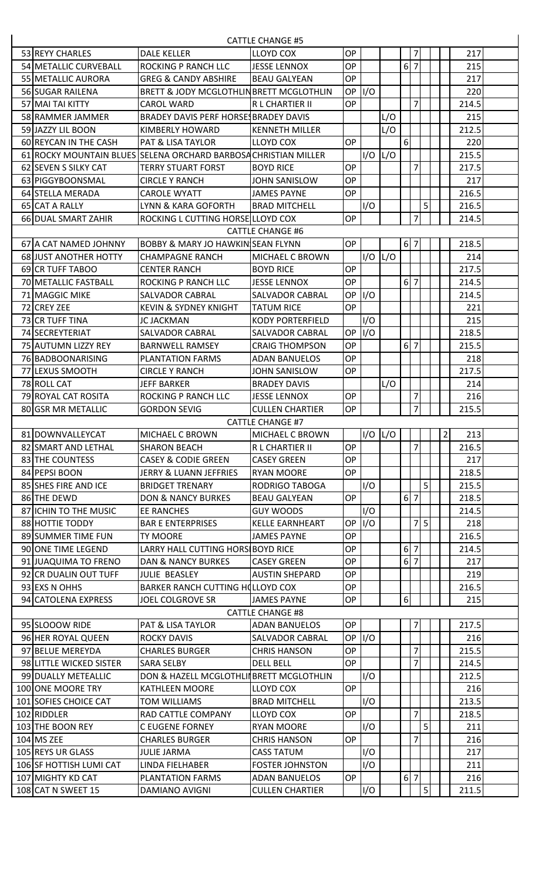| | | | | | | | | | | | |
|---|---|---|---|---|---|---|---|---|---|---|---|
| CATTLE CHANGE #5 | | | | | | | | | | | |
| 53 | REYY CHARLES | DALE KELLER | LLOYD COX | OP | | | | 7 | | | 217 |
| 54 | METALLIC CURVEBALL | ROCKING P RANCH LLC | JESSE LENNOX | OP | | | 6 | 7 | | | 215 |
| 55 | METALLIC AURORA | GREG & CANDY ABSHIRE | BEAU GALYEAN | OP | | | | | | | 217 |
| 56 | SUGAR RAILENA | BRETT & JODY MCGLOTHLIN | BRETT MCGLOTHLIN | OP | I/O | | | | | | 220 |
| 57 | MAI TAI KITTY | CAROL WARD | R L CHARTIER II | OP | | | | 7 | | | 214.5 |
| 58 | RAMMER JAMMER | BRADEY DAVIS PERF HORSES | BRADEY DAVIS | | | L/O | | | | | 215 |
| 59 | JAZZY LIL BOON | KIMBERLY HOWARD | KENNETH MILLER | | | L/O | | | | | 212.5 |
| 60 | REYCAN IN THE CASH | PAT & LISA TAYLOR | LLOYD COX | OP | | | 6 | | | | 220 |
| 61 | ROCKY MOUNTAIN BLUES | SELENA ORCHARD BARBOSA | CHRISTIAN MILLER | | I/O | L/O | | | | | 215.5 |
| 62 | SEVEN S SILKY CAT | TERRY STUART FORST | BOYD RICE | OP | | | | 7 | | | 217.5 |
| 63 | PIGGYBOONSMAL | CIRCLE Y RANCH | JOHN SANISLOW | OP | | | | | | | 217 |
| 64 | STELLA MERADA | CAROLE WYATT | JAMES PAYNE | OP | | | | | | | 216.5 |
| 65 | CAT A RALLY | LYNN & KARA GOFORTH | BRAD MITCHELL | | I/O | | | | 5 | | 216.5 |
| 66 | DUAL SMART ZAHIR | ROCKING L CUTTING HORSE | LLOYD COX | OP | | | | 7 | | | 214.5 |
| CATTLE CHANGE #6 | | | | | | | | | | | |
| 67 | A CAT NAMED JOHNNY | BOBBY & MARY JO HAWKIN | SEAN FLYNN | OP | | | 6 | 7 | | | 218.5 |
| 68 | JUST ANOTHER HOTTY | CHAMPAGNE RANCH | MICHAEL C BROWN | | I/O | L/O | | | | | 214 |
| 69 | CR TUFF TABOO | CENTER RANCH | BOYD RICE | OP | | | | | | | 217.5 |
| 70 | METALLIC FASTBALL | ROCKING P RANCH LLC | JESSE LENNOX | OP | | | 6 | 7 | | | 214.5 |
| 71 | MAGGIC MIKE | SALVADOR CABRAL | SALVADOR CABRAL | OP | I/O | | | | | | 214.5 |
| 72 | CREY ZEE | KEVIN & SYDNEY KNIGHT | TATUM RICE | OP | | | | | | | 221 |
| 73 | CR TUFF TINA | JC JACKMAN | KODY PORTERFIELD | | I/O | | | | | | 215 |
| 74 | SECREYTERIAT | SALVADOR CABRAL | SALVADOR CABRAL | OP | I/O | | | | | | 218.5 |
| 75 | AUTUMN LIZZY REY | BARNWELL RAMSEY | CRAIG THOMPSON | OP | | | 6 | 7 | | | 215.5 |
| 76 | BADBOONARISING | PLANTATION FARMS | ADAN BANUELOS | OP | | | | | | | 218 |
| 77 | LEXUS SMOOTH | CIRCLE Y RANCH | JOHN SANISLOW | OP | | | | | | | 217.5 |
| 78 | ROLL CAT | JEFF BARKER | BRADEY DAVIS | | | L/O | | | | | 214 |
| 79 | ROYAL CAT ROSITA | ROCKING P RANCH LLC | JESSE LENNOX | OP | | | | 7 | | | 216 |
| 80 | GSR MR METALLIC | GORDON SEVIG | CULLEN CHARTIER | OP | | | | 7 | | | 215.5 |
| CATTLE CHANGE #7 | | | | | | | | | | | |
| 81 | DOWNVALLEYCAT | MICHAEL C BROWN | MICHAEL C BROWN | | I/O | L/O | | | | 2 | 213 |
| 82 | SMART AND LETHAL | SHARON BEACH | R L CHARTIER II | OP | | | | 7 | | | 216.5 |
| 83 | THE COUNTESS | CASEY & CODIE GREEN | CASEY GREEN | OP | | | | | | | 217 |
| 84 | PEPSI BOON | JERRY & LUANN JEFFRIES | RYAN MOORE | OP | | | | | | | 218.5 |
| 85 | SHES FIRE AND ICE | BRIDGET TRENARY | RODRIGO TABOGA | | I/O | | | | 5 | | 215.5 |
| 86 | THE DEWD | DON & NANCY BURKES | BEAU GALYEAN | OP | | | 6 | 7 | | | 218.5 |
| 87 | ICHIN TO THE MUSIC | EE RANCHES | GUY WOODS | | I/O | | | | | | 214.5 |
| 88 | HOTTIE TODDY | BAR E ENTERPRISES | KELLE EARNHEART | OP | I/O | | | 7 | 5 | | 218 |
| 89 | SUMMER TIME FUN | TY MOORE | JAMES PAYNE | OP | | | | | | | 216.5 |
| 90 | ONE TIME LEGEND | LARRY HALL CUTTING HORS | BOYD RICE | OP | | | 6 | 7 | | | 214.5 |
| 91 | JUAQUIMA TO FRENO | DAN & NANCY BURKES | CASEY GREEN | OP | | | 6 | 7 | | | 217 |
| 92 | CR DUALIN OUT TUFF | JULIE BEASLEY | AUSTIN SHEPARD | OP | | | | | | | 219 |
| 93 | EXS N OHHS | BARKER RANCH CUTTING H | LLOYD COX | OP | | | | | | | 216.5 |
| 94 | CATOLENA EXPRESS | JOEL COLGROVE SR | JAMES PAYNE | OP | | | 6 | | | | 215 |
| CATTLE CHANGE #8 | | | | | | | | | | | |
| 95 | SLOOOW RIDE | PAT & LISA TAYLOR | ADAN BANUELOS | OP | | | | 7 | | | 217.5 |
| 96 | HER ROYAL QUEEN | ROCKY DAVIS | SALVADOR CABRAL | OP | I/O | | | | | | 216 |
| 97 | BELUE MEREYDA | CHARLES BURGER | CHRIS HANSON | OP | | | | 7 | | | 215.5 |
| 98 | LITTLE WICKED SISTER | SARA SELBY | DELL BELL | OP | | | | 7 | | | 214.5 |
| 99 | DUALLY METEALLIC | DON & HAZELL MCGLOTHLI | BRETT MCGLOTHLIN | | I/O | | | | | | 212.5 |
| 100 | ONE MOORE TRY | KATHLEEN MOORE | LLOYD COX | OP | | | | | | | 216 |
| 101 | SOFIES CHOICE CAT | TOM WILLIAMS | BRAD MITCHELL | | I/O | | | | | | 213.5 |
| 102 | RIDDLER | RAD CATTLE COMPANY | LLOYD COX | OP | | | | 7 | | | 218.5 |
| 103 | THE BOON REY | C EUGENE FORNEY | RYAN MOORE | | I/O | | | | 5 | | 211 |
| 104 | MS ZEE | CHARLES BURGER | CHRIS HANSON | OP | | | | 7 | | | 216 |
| 105 | REYS UR GLASS | JULIE JARMA | CASS TATUM | | I/O | | | | | | 217 |
| 106 | SF HOTTISH LUMI CAT | LINDA FIELHABER | FOSTER JOHNSTON | | I/O | | | | | | 211 |
| 107 | MIGHTY KD CAT | PLANTATION FARMS | ADAN BANUELOS | OP | | | 6 | 7 | | | 216 |
| 108 | CAT N SWEET 15 | DAMIANO AVIGNI | CULLEN CHARTIER | | I/O | | | | 5 | | 211.5 |